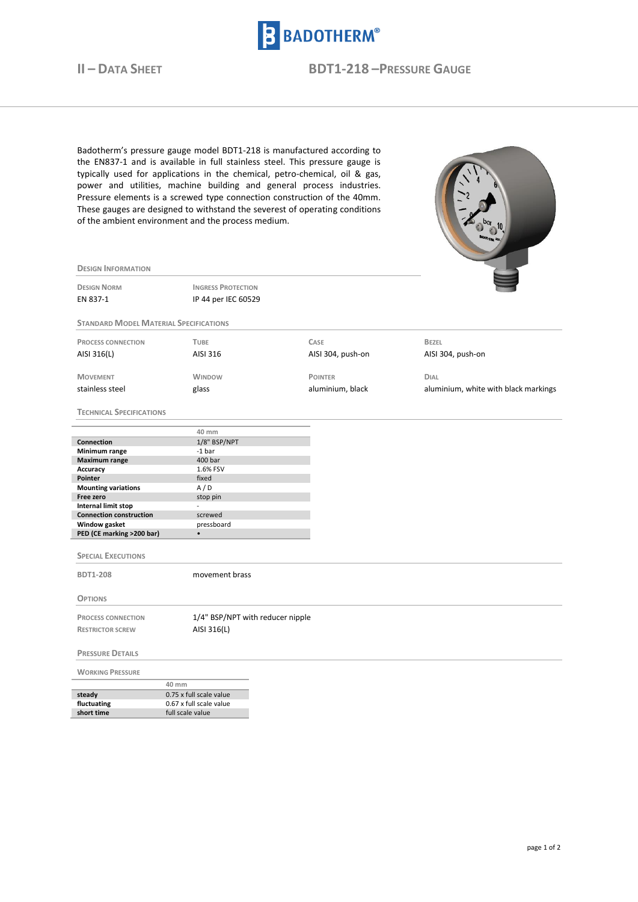# II – Data Sheet

## BDT1-218 – Pressure Gauge

Badotherm's pressure gauge model BDT1-218 is manufactured according to the EN837-1 and is available in full stainless steel. This pressure gauge is typically used for applications in the chemical, petro-chemical, oil & gas, power and utilities, machine building and general process industries. Pressure elements is a screwed type connection construction of the 40mm. These gauges are designed to withstand the severest of operating conditions of the ambient environment and the process medium.

### Design Information

| Design Norm | Ingress Protection |
|---|---|
| EN 837-1 | IP 44 per IEC 60529 |

### Standard Model Material Specifications

| Process Connection | Tube | Case | Bezel |
|---|---|---|---|
| AISI 316(L) | AISI 316 | AISI 304, push-on | AISI 304, push-on |
| **Movement** | **Window** | **Pointer** | **Dial** |
| stainless steel | glass | aluminium, black | aluminium, white with black markings |

### Technical Specifications

| | 40 mm |
|---|---|
| **Connection** | 1/8" BSP/NPT |
| **Minimum range** | -1 bar |
| **Maximum range** | 400 bar |
| **Accuracy** | 1.6% FSV |
| **Pointer** | fixed |
| **Mounting variations** | A / D |
| **Free zero** | stop pin |
| **Internal limit stop** | - |
| **Connection construction** | screwed |
| **Window gasket** | pressboard |
| **PED (CE marking >200 bar)** | • |

### Special Executions

| | |
|---|---|
| BDT1-208 | movement brass |

### Options

| | |
|---|---|
| Process Connection | 1/4" BSP/NPT with reducer nipple |
| Restrictor Screw | AISI 316(L) |

### Pressure Details

#### Working Pressure

| | 40 mm |
|---|---|
| **steady** | 0.75 x full scale value |
| **fluctuating** | 0.67 x full scale value |
| **short time** | full scale value |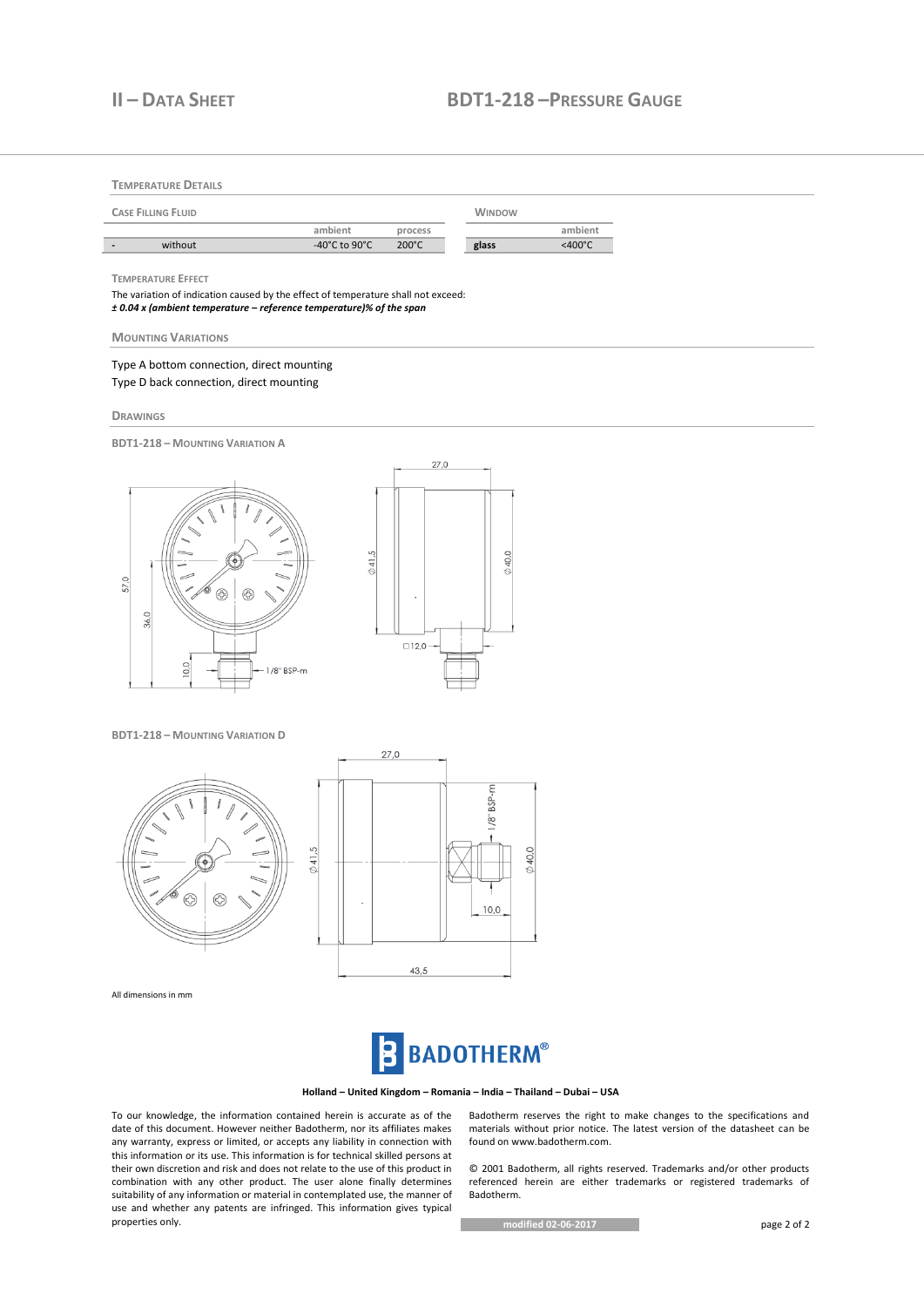## II – Data Sheet

## BDT1-218 – Pressure Gauge

### Temperature Details

| Case Filling Fluid | | ambient | process | Window | ambient |
|---|---|---|---|---|---|
| - | without | -40°C to 90°C | 200°C | glass | <400°C |

#### Temperature Effect

The variation of indication caused by the effect of temperature shall not exceed:
***± 0.04 x (ambient temperature – reference temperature)% of the span***

### Mounting Variations

Type A bottom connection, direct mounting
Type D back connection, direct mounting

### Drawings

**BDT1-218 – Mounting Variation A**

27,0
57,0
36,0
10,0
1/8" BSP-m
Ø41,5
Ø40,0
□12,0

**BDT1-218 – Mounting Variation D**

27,0
1/8" BSP-m
Ø41,5
Ø40,0
10,0
43,5

All dimensions in mm

**BADOTHERM®**

**Holland – United Kingdom – Romania – India – Thailand – Dubai – USA**

To our knowledge, the information contained herein is accurate as of the date of this document. However neither Badotherm, nor its affiliates makes any warranty, express or limited, or accepts any liability in connection with this information or its use. This information is for technical skilled persons at their own discretion and risk and does not relate to the use of this product in combination with any other product. The user alone finally determines suitability of any information or material in contemplated use, the manner of use and whether any patents are infringed. This information gives typical properties only.

Badotherm reserves the right to make changes to the specifications and materials without prior notice. The latest version of the datasheet can be found on www.badotherm.com.

© 2001 Badotherm, all rights reserved. Trademarks and/or other products referenced herein are either trademarks or registered trademarks of Badotherm.

modified 02-06-2017